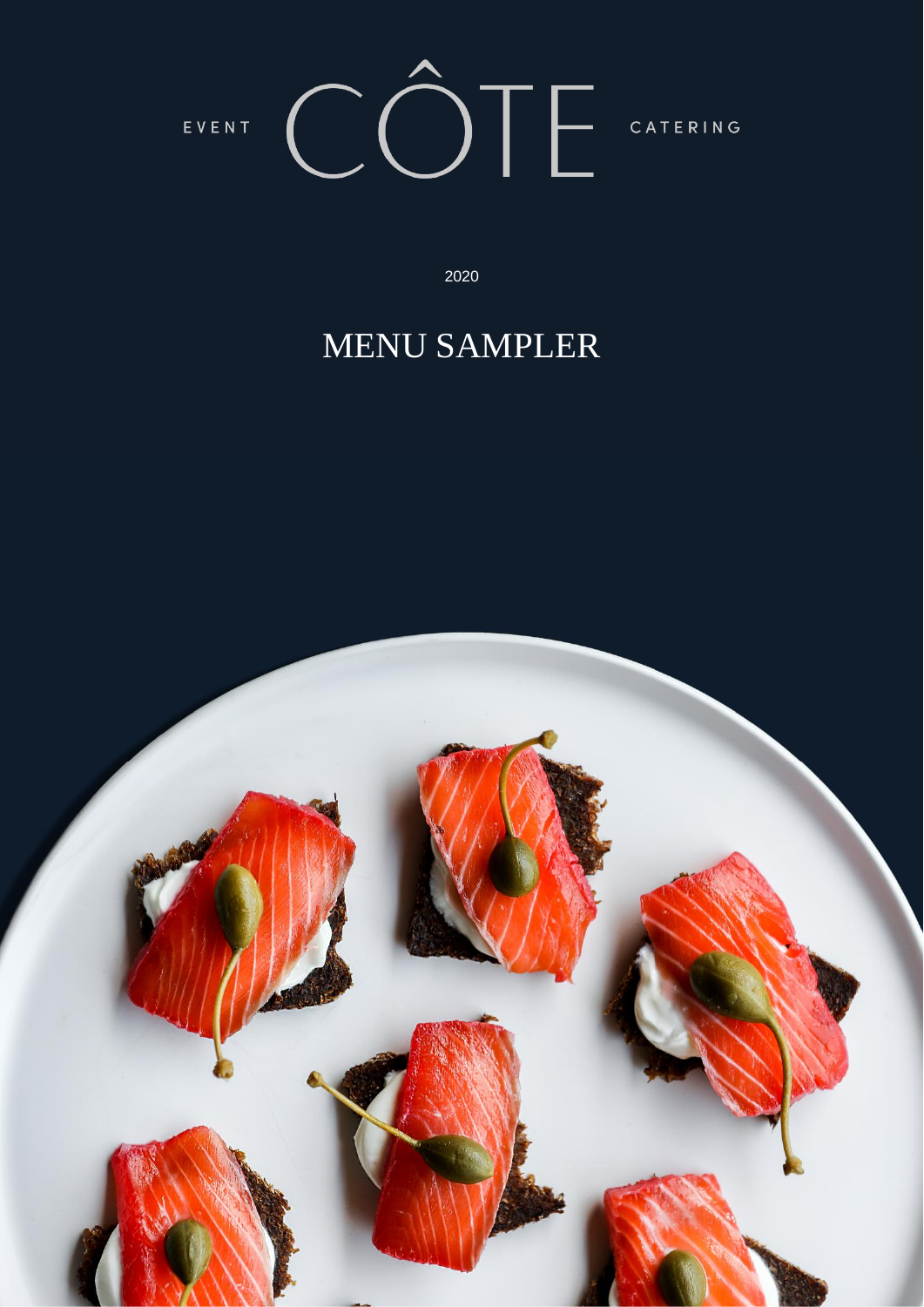EVENT CÔTE CATERING

2020

# MENU SAMPLER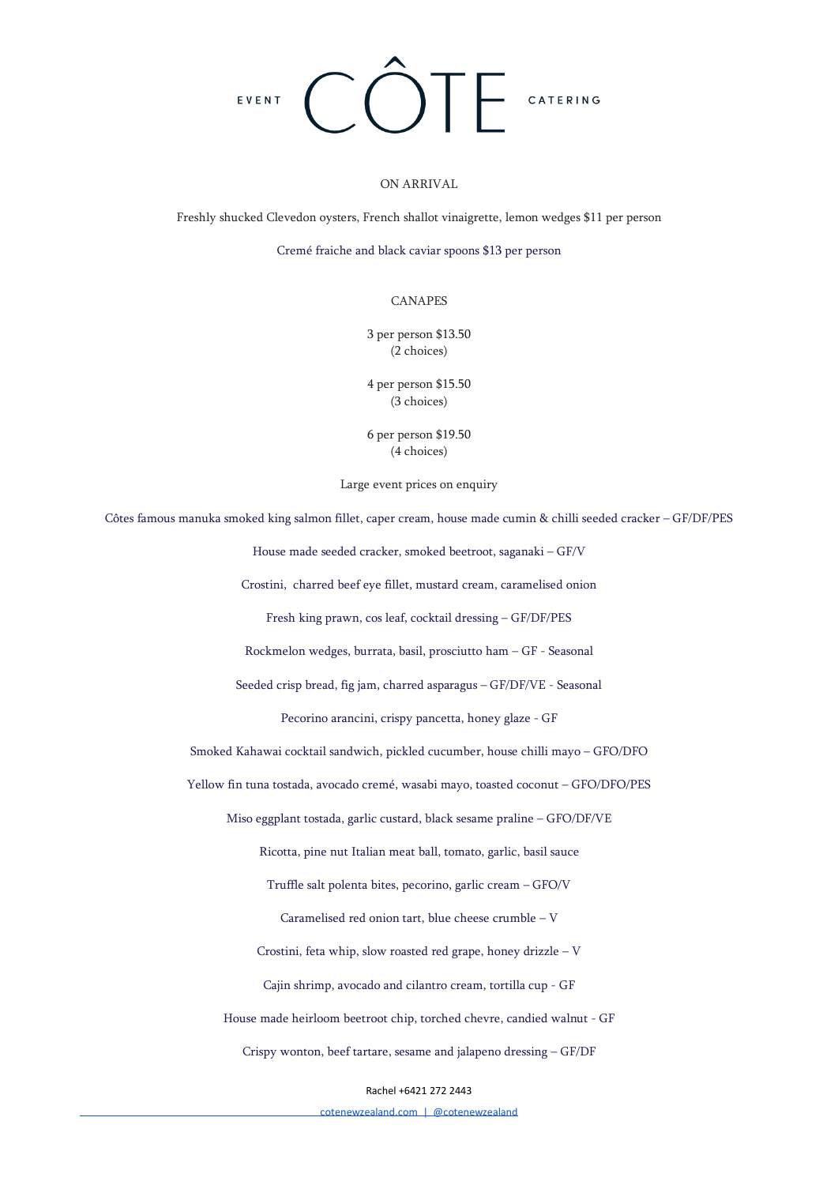# EVENT CÔTE CATERING

## ON ARRIVAL

Freshly shucked Clevedon oysters, French shallot vinaigrette, lemon wedges $11 per person

Cremé fraiche and black caviar spoons $13 per person

## CANAPES

3 per person $13.50
(2 choices)

4 per person $15.50
(3 choices)

6 per person $19.50
(4 choices)

Large event prices on enquiry

Côtes famous manuka smoked king salmon fillet, caper cream, house made cumin & chilli seeded cracker – GF/DF/PES

House made seeded cracker, smoked beetroot, saganaki – GF/V

Crostini, charred beef eye fillet, mustard cream, caramelised onion

Fresh king prawn, cos leaf, cocktail dressing – GF/DF/PES

Rockmelon wedges, burrata, basil, prosciutto ham – GF - Seasonal

Seeded crisp bread, fig jam, charred asparagus – GF/DF/VE - Seasonal

Pecorino arancini, crispy pancetta, honey glaze - GF

Smoked Kahawai cocktail sandwich, pickled cucumber, house chilli mayo – GFO/DFO

Yellow fin tuna tostada, avocado cremé, wasabi mayo, toasted coconut – GFO/DFO/PES

Miso eggplant tostada, garlic custard, black sesame praline – GFO/DF/VE

Ricotta, pine nut Italian meat ball, tomato, garlic, basil sauce

Truffle salt polenta bites, pecorino, garlic cream – GFO/V

Caramelised red onion tart, blue cheese crumble – V

Crostini, feta whip, slow roasted red grape, honey drizzle – V

Cajin shrimp, avocado and cilantro cream, tortilla cup - GF

House made heirloom beetroot chip, torched chevre, candied walnut - GF

Crispy wonton, beef tartare, sesame and jalapeno dressing – GF/DF

Rachel +6421 272 2443

cotenewzealand.com | @cotenewzealand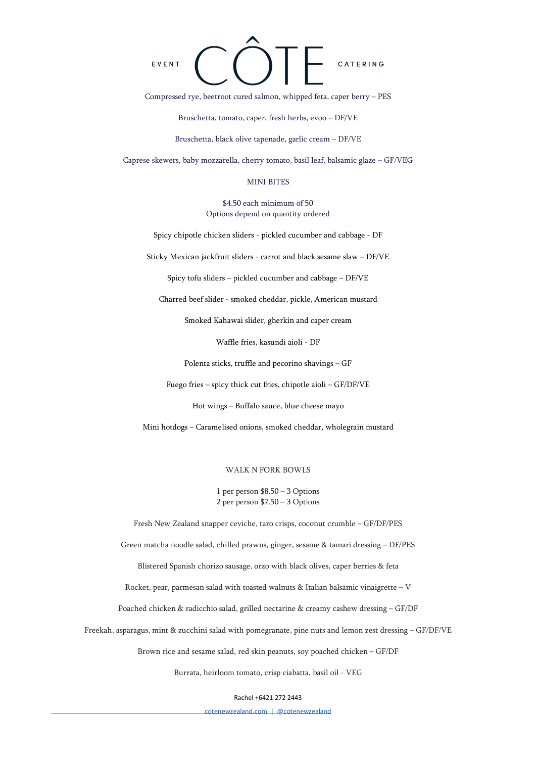Compressed rye, beetroot cured salmon, whipped feta, caper berry – PES

Bruschetta, tomato, caper, fresh herbs, evoo – DF/VE

Bruschetta, black olive tapenade, garlic cream – DF/VE

Caprese skewers, baby mozzarella, cherry tomato, basil leaf, balsamic glaze – GF/VEG

## MINI BITES

$4.50 each minimum of 50
Options depend on quantity ordered

Spicy chipotle chicken sliders - pickled cucumber and cabbage - DF

Sticky Mexican jackfruit sliders - carrot and black sesame slaw – DF/VE

Spicy tofu sliders – pickled cucumber and cabbage – DF/VE

Charred beef slider - smoked cheddar, pickle, American mustard

Smoked Kahawai slider, gherkin and caper cream

Waffle fries, kasundi aioli - DF

Polenta sticks, truffle and pecorino shavings – GF

Fuego fries – spicy thick cut fries, chipotle aioli – GF/DF/VE

Hot wings – Buffalo sauce, blue cheese mayo

Mini hotdogs – Caramelised onions, smoked cheddar, wholegrain mustard

## WALK N FORK BOWLS

1 per person $8.50 – 3 Options
2 per person $7.50 – 3 Options

Fresh New Zealand snapper ceviche, taro crisps, coconut crumble – GF/DF/PES

Green matcha noodle salad, chilled prawns, ginger, sesame & tamari dressing – DF/PES

Blistered Spanish chorizo sausage, orzo with black olives, caper berries & feta

Rocket, pear, parmesan salad with toasted walnuts & Italian balsamic vinaigrette – V

Poached chicken & radicchio salad, grilled nectarine & creamy cashew dressing – GF/DF

Freekah, asparagus, mint & zucchini salad with pomegranate, pine nuts and lemon zest dressing – GF/DF/VE

Brown rice and sesame salad, red skin peanuts, soy poached chicken – GF/DF

Burrata, heirloom tomato, crisp ciabatta, basil oil - VEG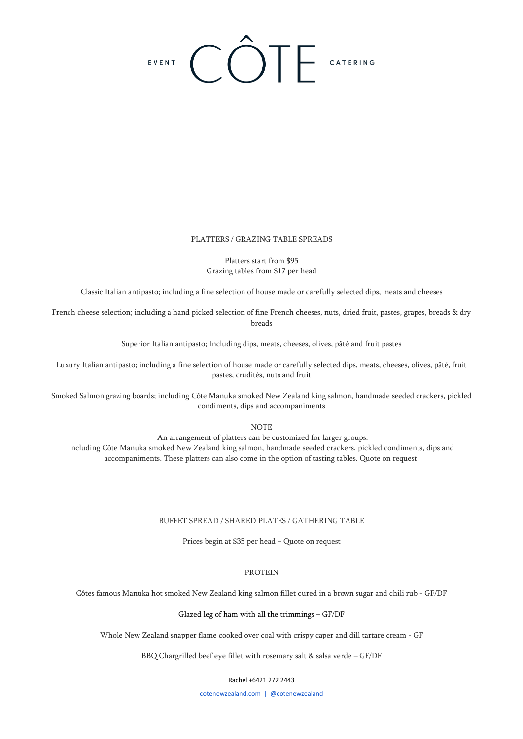EVENT CÔTE CATERING

## PLATTERS / GRAZING TABLE SPREADS

Platters start from $95
Grazing tables from $17 per head

Classic Italian antipasto; including a fine selection of house made or carefully selected dips, meats and cheeses

French cheese selection; including a hand picked selection of fine French cheeses, nuts, dried fruit, pastes, grapes, breads & dry breads

Superior Italian antipasto; Including dips, meats, cheeses, olives, pâté and fruit pastes

Luxury Italian antipasto; including a fine selection of house made or carefully selected dips, meats, cheeses, olives, pâté, fruit pastes, crudités, nuts and fruit

Smoked Salmon grazing boards; including Côte Manuka smoked New Zealand king salmon, handmade seeded crackers, pickled condiments, dips and accompaniments

NOTE

An arrangement of platters can be customized for larger groups.
including Côte Manuka smoked New Zealand king salmon, handmade seeded crackers, pickled condiments, dips and accompaniments. These platters can also come in the option of tasting tables. Quote on request.

## BUFFET SPREAD / SHARED PLATES / GATHERING TABLE

Prices begin at $35 per head – Quote on request

### PROTEIN

Côtes famous Manuka hot smoked New Zealand king salmon fillet cured in a brown sugar and chili rub - GF/DF

Glazed leg of ham with all the trimmings – GF/DF

Whole New Zealand snapper flame cooked over coal with crispy caper and dill tartare cream - GF

BBQ Chargrilled beef eye fillet with rosemary salt & salsa verde – GF/DF

Rachel +6421 272 2443

cotenewzealand.com | @cotenewzealand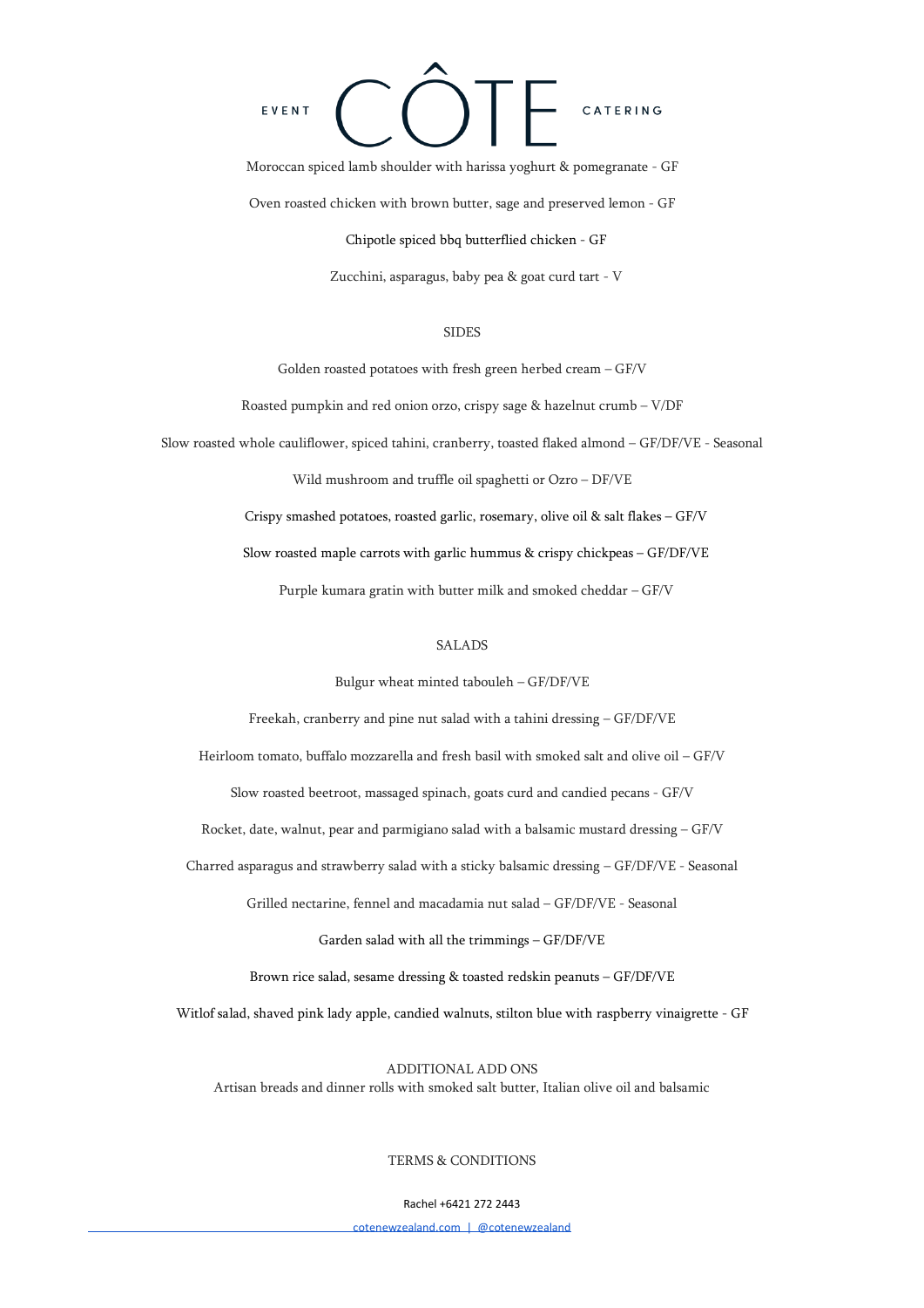EVENT CÔTE CATERING

Moroccan spiced lamb shoulder with harissa yoghurt & pomegranate - GF

Oven roasted chicken with brown butter, sage and preserved lemon - GF

Chipotle spiced bbq butterflied chicken - GF

Zucchini, asparagus, baby pea & goat curd tart - V

## SIDES

Golden roasted potatoes with fresh green herbed cream – GF/V

Roasted pumpkin and red onion orzo, crispy sage & hazelnut crumb – V/DF

Slow roasted whole cauliflower, spiced tahini, cranberry, toasted flaked almond – GF/DF/VE - Seasonal

Wild mushroom and truffle oil spaghetti or Ozro – DF/VE

Crispy smashed potatoes, roasted garlic, rosemary, olive oil & salt flakes – GF/V

Slow roasted maple carrots with garlic hummus & crispy chickpeas – GF/DF/VE

Purple kumara gratin with butter milk and smoked cheddar – GF/V

## SALADS

Bulgur wheat minted tabouleh – GF/DF/VE

Freekah, cranberry and pine nut salad with a tahini dressing – GF/DF/VE

Heirloom tomato, buffalo mozzarella and fresh basil with smoked salt and olive oil – GF/V

Slow roasted beetroot, massaged spinach, goats curd and candied pecans - GF/V

Rocket, date, walnut, pear and parmigiano salad with a balsamic mustard dressing – GF/V

Charred asparagus and strawberry salad with a sticky balsamic dressing – GF/DF/VE - Seasonal

Grilled nectarine, fennel and macadamia nut salad – GF/DF/VE - Seasonal

Garden salad with all the trimmings – GF/DF/VE

Brown rice salad, sesame dressing & toasted redskin peanuts – GF/DF/VE

Witlof salad, shaved pink lady apple, candied walnuts, stilton blue with raspberry vinaigrette - GF

## ADDITIONAL ADD ONS

Artisan breads and dinner rolls with smoked salt butter, Italian olive oil and balsamic

## TERMS & CONDITIONS

Rachel +6421 272 2443

cotenewzealand.com | @cotenewzealand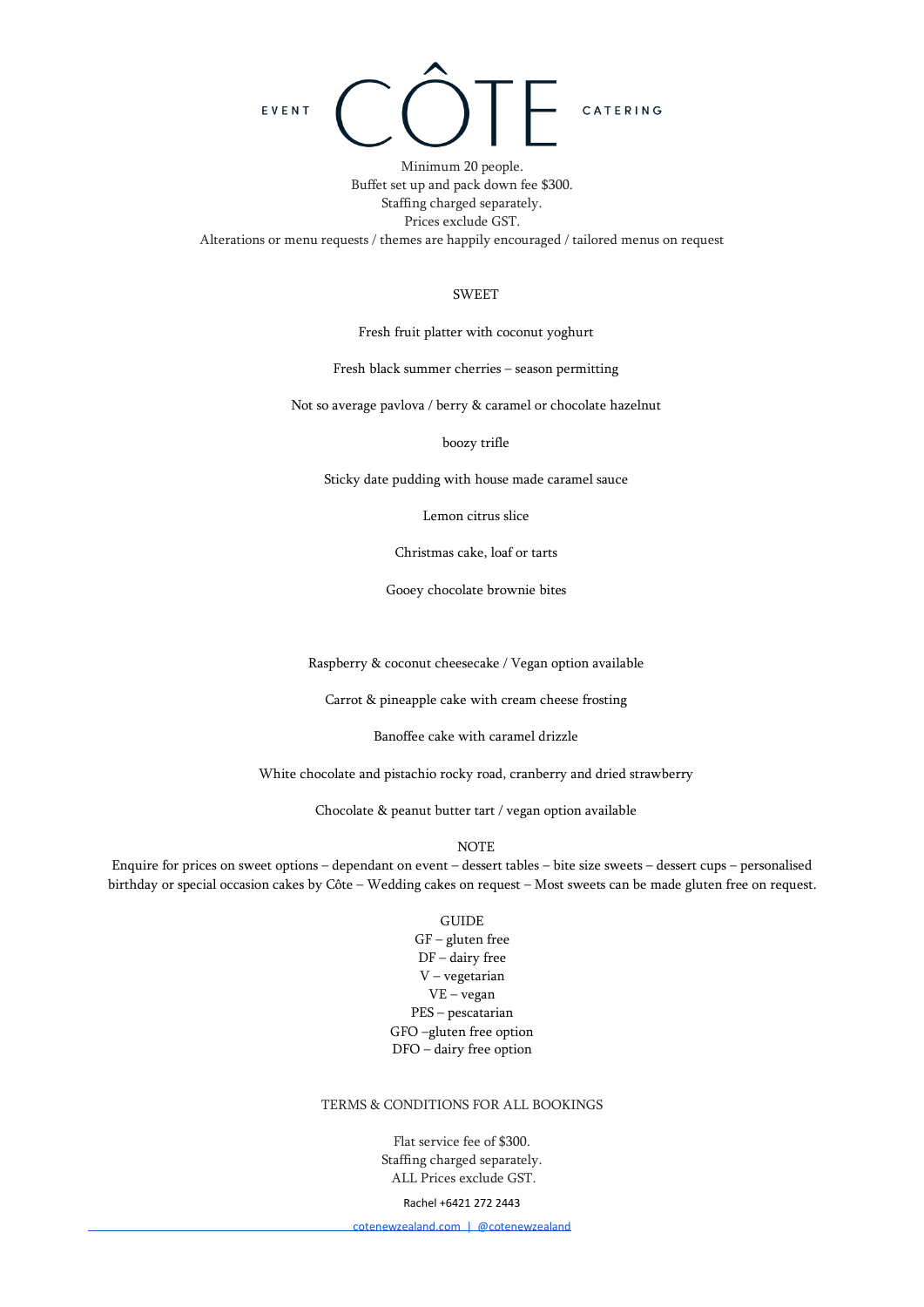EVENT CÔTE CATERING

Minimum 20 people.
Buffet set up and pack down fee $300.
Staffing charged separately.
Prices exclude GST.
Alterations or menu requests / themes are happily encouraged / tailored menus on request

## SWEET

Fresh fruit platter with coconut yoghurt

Fresh black summer cherries – season permitting

Not so average pavlova / berry & caramel or chocolate hazelnut

boozy trifle

Sticky date pudding with house made caramel sauce

Lemon citrus slice

Christmas cake, loaf or tarts

Gooey chocolate brownie bites

Raspberry & coconut cheesecake / Vegan option available

Carrot & pineapple cake with cream cheese frosting

Banoffee cake with caramel drizzle

White chocolate and pistachio rocky road, cranberry and dried strawberry

Chocolate & peanut butter tart / vegan option available

NOTE

Enquire for prices on sweet options – dependant on event – dessert tables – bite size sweets – dessert cups – personalised birthday or special occasion cakes by Côte – Wedding cakes on request – Most sweets can be made gluten free on request.

GUIDE

GF – gluten free
DF – dairy free
V – vegetarian
VE – vegan
PES – pescatarian
GFO –gluten free option
DFO – dairy free option

## TERMS & CONDITIONS FOR ALL BOOKINGS

Flat service fee of $300.
Staffing charged separately.
ALL Prices exclude GST.

Rachel +6421 272 2443

cotenewzealand.com | @cotenewzealand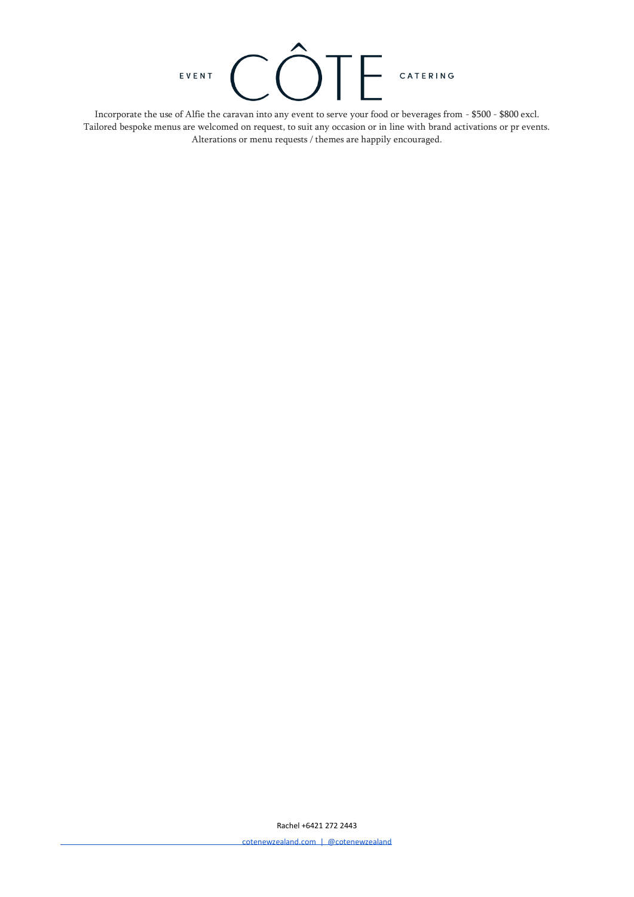Incorporate the use of Alfie the caravan into any event to serve your food or beverages from - $500 - $800 excl.
Tailored bespoke menus are welcomed on request, to suit any occasion or in line with brand activations or pr events.
Alterations or menu requests / themes are happily encouraged.